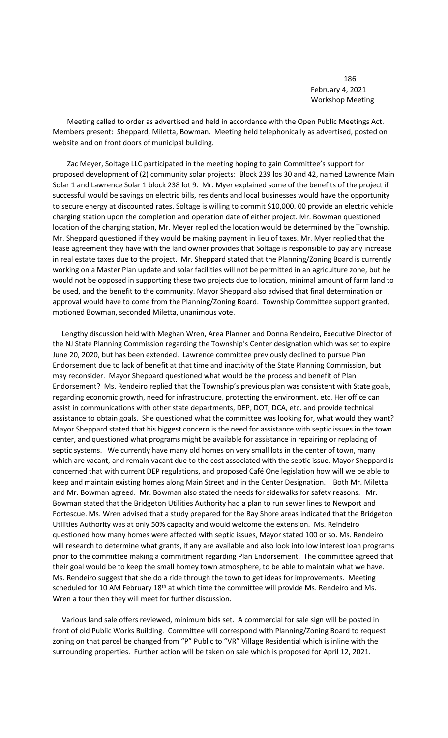February 4, 2021
Workshop Meeting

Meeting called to order as advertised and held in accordance with the Open Public Meetings Act. Members present: Sheppard, Miletta, Bowman. Meeting held telephonically as advertised, posted on website and on front doors of municipal building.

Zac Meyer, Soltage LLC participated in the meeting hoping to gain Committee's support for proposed development of (2) community solar projects: Block 239 los 30 and 42, named Lawrence Main Solar 1 and Lawrence Solar 1 block 238 lot 9. Mr. Myer explained some of the benefits of the project if successful would be savings on electric bills, residents and local businesses would have the opportunity to secure energy at discounted rates. Soltage is willing to commit $10,000. 00 provide an electric vehicle charging station upon the completion and operation date of either project. Mr. Bowman questioned location of the charging station, Mr. Meyer replied the location would be determined by the Township. Mr. Sheppard questioned if they would be making payment in lieu of taxes. Mr. Myer replied that the lease agreement they have with the land owner provides that Soltage is responsible to pay any increase in real estate taxes due to the project. Mr. Sheppard stated that the Planning/Zoning Board is currently working on a Master Plan update and solar facilities will not be permitted in an agriculture zone, but he would not be opposed in supporting these two projects due to location, minimal amount of farm land to be used, and the benefit to the community. Mayor Sheppard also advised that final determination or approval would have to come from the Planning/Zoning Board. Township Committee support granted, motioned Bowman, seconded Miletta, unanimous vote.

Lengthy discussion held with Meghan Wren, Area Planner and Donna Rendeiro, Executive Director of the NJ State Planning Commission regarding the Township's Center designation which was set to expire June 20, 2020, but has been extended. Lawrence committee previously declined to pursue Plan Endorsement due to lack of benefit at that time and inactivity of the State Planning Commission, but may reconsider. Mayor Sheppard questioned what would be the process and benefit of Plan Endorsement? Ms. Rendeiro replied that the Township's previous plan was consistent with State goals, regarding economic growth, need for infrastructure, protecting the environment, etc. Her office can assist in communications with other state departments, DEP, DOT, DCA, etc. and provide technical assistance to obtain goals. She questioned what the committee was looking for, what would they want? Mayor Sheppard stated that his biggest concern is the need for assistance with septic issues in the town center, and questioned what programs might be available for assistance in repairing or replacing of septic systems. We currently have many old homes on very small lots in the center of town, many which are vacant, and remain vacant due to the cost associated with the septic issue. Mayor Sheppard is concerned that with current DEP regulations, and proposed Café One legislation how will we be able to keep and maintain existing homes along Main Street and in the Center Designation. Both Mr. Miletta and Mr. Bowman agreed. Mr. Bowman also stated the needs for sidewalks for safety reasons. Mr. Bowman stated that the Bridgeton Utilities Authority had a plan to run sewer lines to Newport and Fortescue. Ms. Wren advised that a study prepared for the Bay Shore areas indicated that the Bridgeton Utilities Authority was at only 50% capacity and would welcome the extension. Ms. Reindeiro questioned how many homes were affected with septic issues, Mayor stated 100 or so. Ms. Rendeiro will research to determine what grants, if any are available and also look into low interest loan programs prior to the committee making a commitment regarding Plan Endorsement. The committee agreed that their goal would be to keep the small homey town atmosphere, to be able to maintain what we have. Ms. Rendeiro suggest that she do a ride through the town to get ideas for improvements. Meeting scheduled for 10 AM February 18th at which time the committee will provide Ms. Rendeiro and Ms. Wren a tour then they will meet for further discussion.

Various land sale offers reviewed, minimum bids set. A commercial for sale sign will be posted in front of old Public Works Building. Committee will correspond with Planning/Zoning Board to request zoning on that parcel be changed from "P" Public to "VR" Village Residential which is inline with the surrounding properties. Further action will be taken on sale which is proposed for April 12, 2021.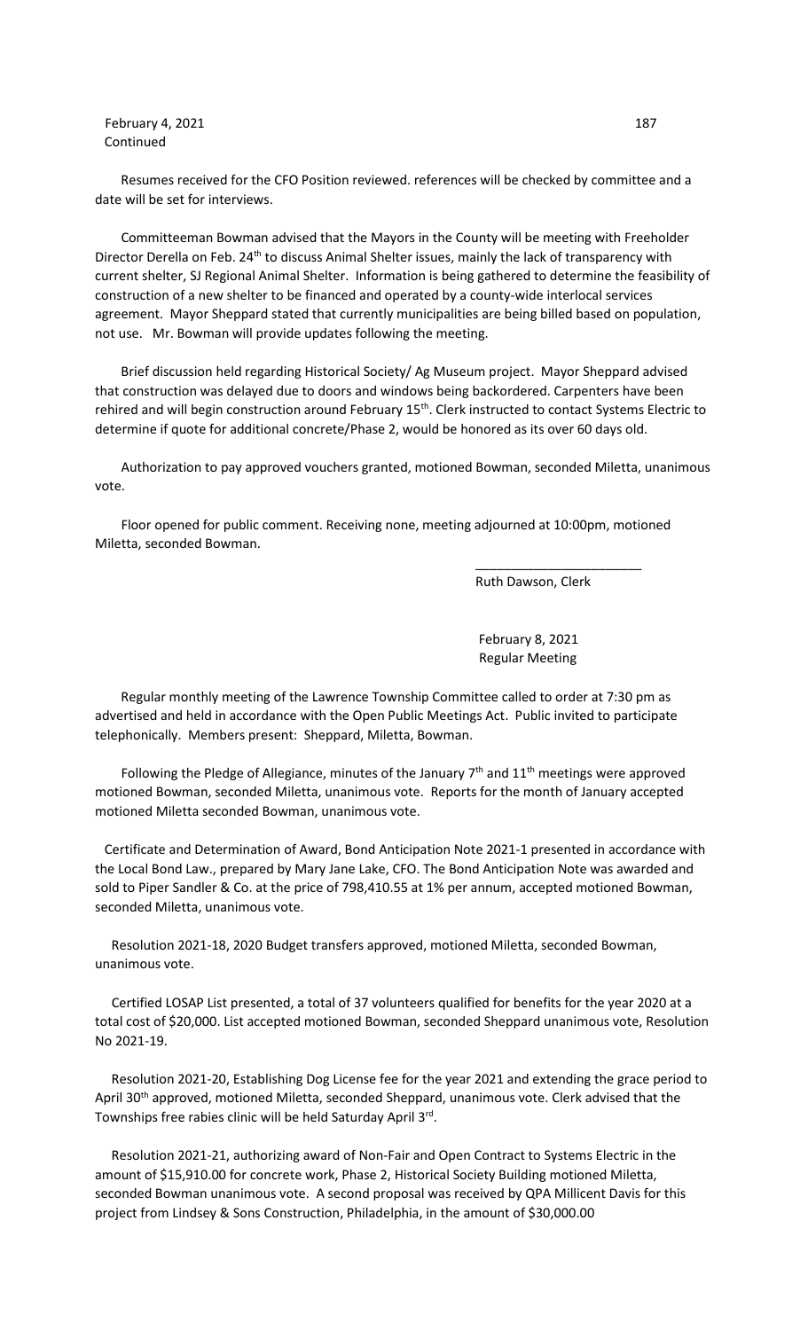February 4, 2021
Continued

Resumes received for the CFO Position reviewed. references will be checked by committee and a date will be set for interviews.

Committeeman Bowman advised that the Mayors in the County will be meeting with Freeholder Director Derella on Feb. 24th to discuss Animal Shelter issues, mainly the lack of transparency with current shelter, SJ Regional Animal Shelter. Information is being gathered to determine the feasibility of construction of a new shelter to be financed and operated by a county-wide interlocal services agreement. Mayor Sheppard stated that currently municipalities are being billed based on population, not use. Mr. Bowman will provide updates following the meeting.

Brief discussion held regarding Historical Society/ Ag Museum project. Mayor Sheppard advised that construction was delayed due to doors and windows being backordered. Carpenters have been rehired and will begin construction around February 15th. Clerk instructed to contact Systems Electric to determine if quote for additional concrete/Phase 2, would be honored as its over 60 days old.

Authorization to pay approved vouchers granted, motioned Bowman, seconded Miletta, unanimous vote.

Floor opened for public comment. Receiving none, meeting adjourned at 10:00pm, motioned Miletta, seconded Bowman.

_______________________

Ruth Dawson, Clerk

February 8, 2021
Regular Meeting

Regular monthly meeting of the Lawrence Township Committee called to order at 7:30 pm as advertised and held in accordance with the Open Public Meetings Act. Public invited to participate telephonically. Members present: Sheppard, Miletta, Bowman.

Following the Pledge of Allegiance, minutes of the January 7th and 11th meetings were approved motioned Bowman, seconded Miletta, unanimous vote. Reports for the month of January accepted motioned Miletta seconded Bowman, unanimous vote.

Certificate and Determination of Award, Bond Anticipation Note 2021-1 presented in accordance with the Local Bond Law., prepared by Mary Jane Lake, CFO. The Bond Anticipation Note was awarded and sold to Piper Sandler & Co. at the price of 798,410.55 at 1% per annum, accepted motioned Bowman, seconded Miletta, unanimous vote.

Resolution 2021-18, 2020 Budget transfers approved, motioned Miletta, seconded Bowman, unanimous vote.

Certified LOSAP List presented, a total of 37 volunteers qualified for benefits for the year 2020 at a total cost of $20,000. List accepted motioned Bowman, seconded Sheppard unanimous vote, Resolution No 2021-19.

Resolution 2021-20, Establishing Dog License fee for the year 2021 and extending the grace period to April 30th approved, motioned Miletta, seconded Sheppard, unanimous vote. Clerk advised that the Townships free rabies clinic will be held Saturday April 3rd.

Resolution 2021-21, authorizing award of Non-Fair and Open Contract to Systems Electric in the amount of $15,910.00 for concrete work, Phase 2, Historical Society Building motioned Miletta, seconded Bowman unanimous vote. A second proposal was received by QPA Millicent Davis for this project from Lindsey & Sons Construction, Philadelphia, in the amount of $30,000.00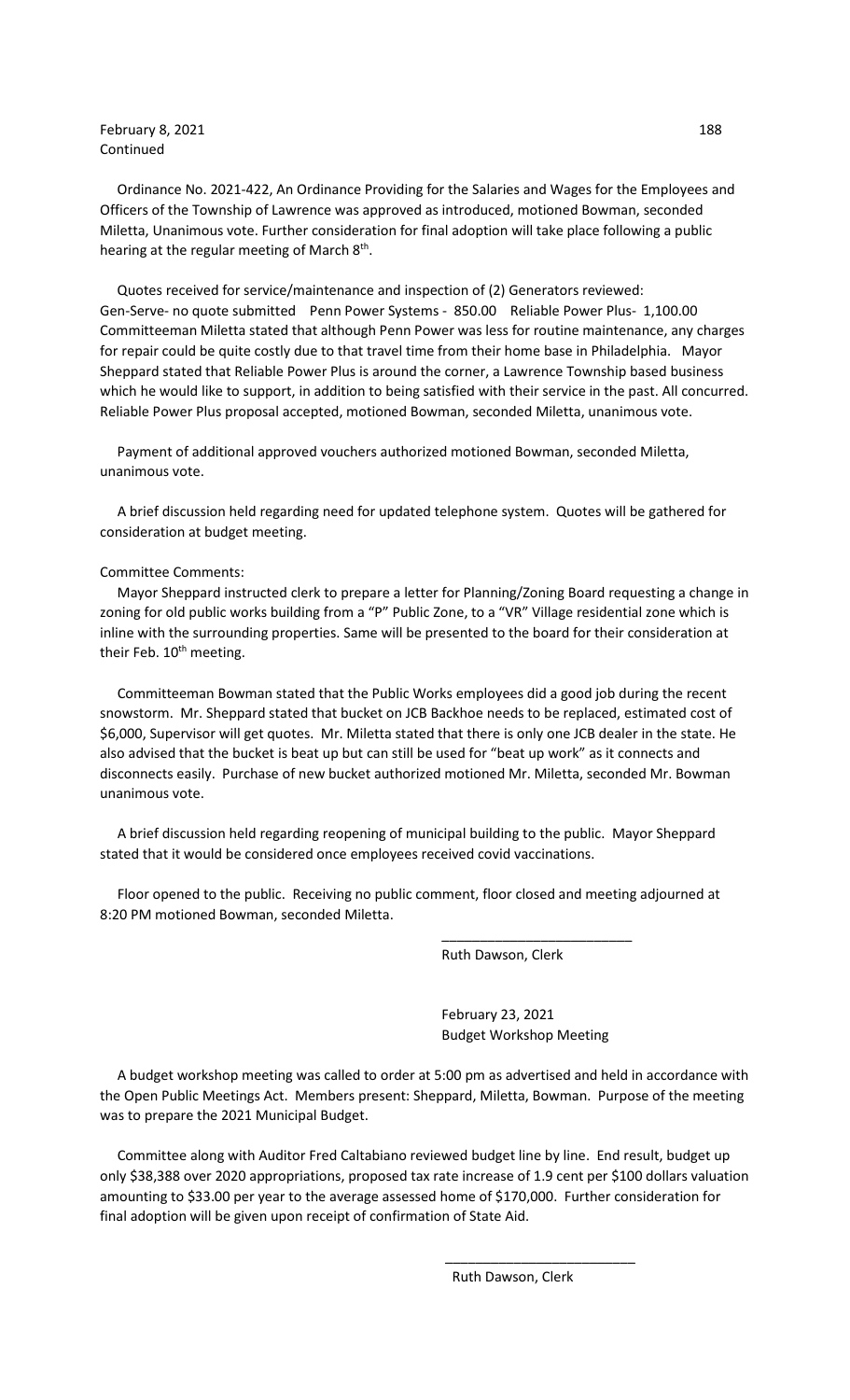February 8, 2021
Continued

Ordinance No. 2021-422, An Ordinance Providing for the Salaries and Wages for the Employees and Officers of the Township of Lawrence was approved as introduced, motioned Bowman, seconded Miletta, Unanimous vote. Further consideration for final adoption will take place following a public hearing at the regular meeting of March 8th.

Quotes received for service/maintenance and inspection of (2) Generators reviewed:
Gen-Serve- no quote submitted  Penn Power Systems - 850.00  Reliable Power Plus- 1,100.00
Committeeman Miletta stated that although Penn Power was less for routine maintenance, any charges for repair could be quite costly due to that travel time from their home base in Philadelphia. Mayor Sheppard stated that Reliable Power Plus is around the corner, a Lawrence Township based business which he would like to support, in addition to being satisfied with their service in the past. All concurred. Reliable Power Plus proposal accepted, motioned Bowman, seconded Miletta, unanimous vote.

Payment of additional approved vouchers authorized motioned Bowman, seconded Miletta, unanimous vote.

A brief discussion held regarding need for updated telephone system. Quotes will be gathered for consideration at budget meeting.

Committee Comments:

Mayor Sheppard instructed clerk to prepare a letter for Planning/Zoning Board requesting a change in zoning for old public works building from a "P" Public Zone, to a "VR" Village residential zone which is inline with the surrounding properties. Same will be presented to the board for their consideration at their Feb. 10th meeting.

Committeeman Bowman stated that the Public Works employees did a good job during the recent snowstorm. Mr. Sheppard stated that bucket on JCB Backhoe needs to be replaced, estimated cost of $6,000, Supervisor will get quotes. Mr. Miletta stated that there is only one JCB dealer in the state. He also advised that the bucket is beat up but can still be used for "beat up work" as it connects and disconnects easily. Purchase of new bucket authorized motioned Mr. Miletta, seconded Mr. Bowman unanimous vote.

A brief discussion held regarding reopening of municipal building to the public. Mayor Sheppard stated that it would be considered once employees received covid vaccinations.

Floor opened to the public. Receiving no public comment, floor closed and meeting adjourned at 8:20 PM motioned Bowman, seconded Miletta.

\_\_\_\_\_\_\_\_\_\_\_\_\_\_\_\_\_\_\_\_\_\_\_\_\_
Ruth Dawson, Clerk

February 23, 2021
Budget Workshop Meeting

A budget workshop meeting was called to order at 5:00 pm as advertised and held in accordance with the Open Public Meetings Act. Members present: Sheppard, Miletta, Bowman. Purpose of the meeting was to prepare the 2021 Municipal Budget.

Committee along with Auditor Fred Caltabiano reviewed budget line by line. End result, budget up only $38,388 over 2020 appropriations, proposed tax rate increase of 1.9 cent per $100 dollars valuation amounting to $33.00 per year to the average assessed home of $170,000. Further consideration for final adoption will be given upon receipt of confirmation of State Aid.

\_\_\_\_\_\_\_\_\_\_\_\_\_\_\_\_\_\_\_\_\_\_\_\_\_
Ruth Dawson, Clerk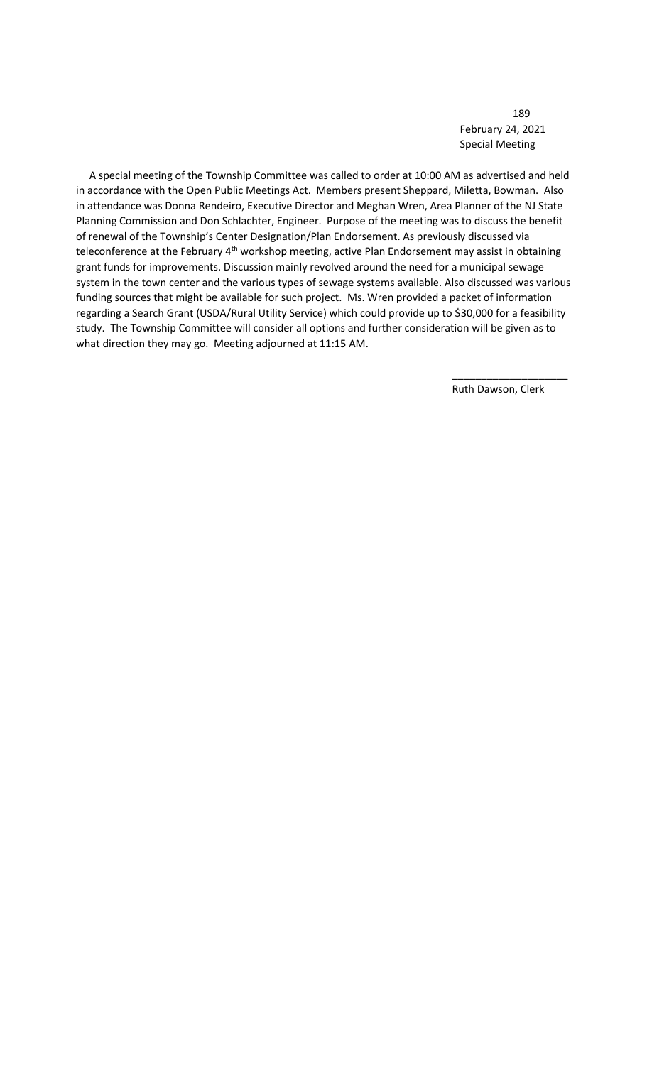February 24, 2021
Special Meeting

A special meeting of the Township Committee was called to order at 10:00 AM as advertised and held in accordance with the Open Public Meetings Act. Members present Sheppard, Miletta, Bowman. Also in attendance was Donna Rendeiro, Executive Director and Meghan Wren, Area Planner of the NJ State Planning Commission and Don Schlachter, Engineer. Purpose of the meeting was to discuss the benefit of renewal of the Township's Center Designation/Plan Endorsement. As previously discussed via teleconference at the February 4th workshop meeting, active Plan Endorsement may assist in obtaining grant funds for improvements. Discussion mainly revolved around the need for a municipal sewage system in the town center and the various types of sewage systems available. Also discussed was various funding sources that might be available for such project. Ms. Wren provided a packet of information regarding a Search Grant (USDA/Rural Utility Service) which could provide up to $30,000 for a feasibility study. The Township Committee will consider all options and further consideration will be given as to what direction they may go. Meeting adjourned at 11:15 AM.

\_\_\_\_\_\_\_\_\_\_\_\_\_\_\_\_\_\_\_\_

Ruth Dawson, Clerk